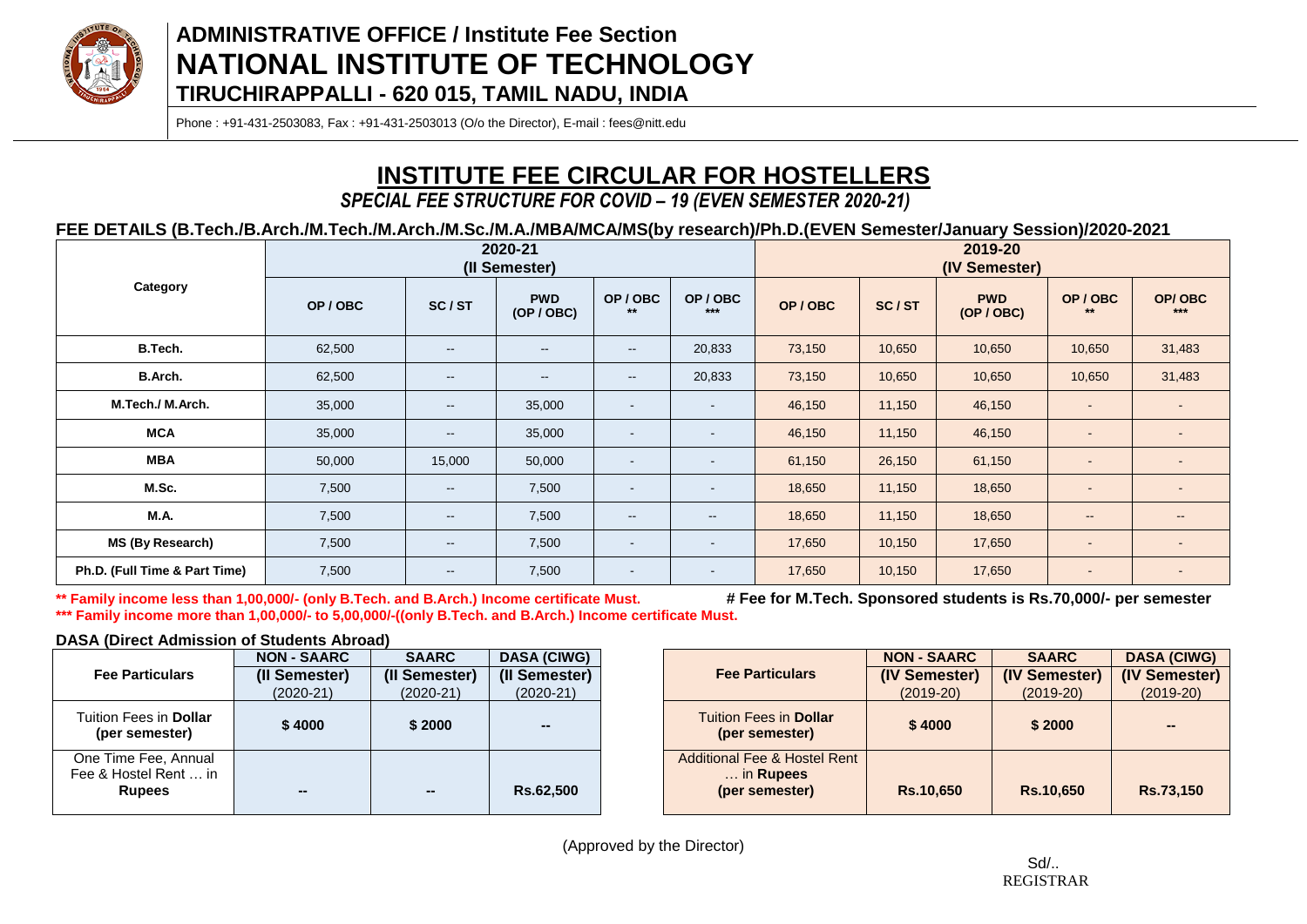# ADMINISTRATIVE OFFICE / Institute Fee Section
# NATIONAL INSTITUTE OF TECHNOLOGY
## TIRUCHIRAPPALLI - 620 015, TAMIL NADU, INDIA

Phone : +91-431-2503083, Fax : +91-431-2503013 (O/o the Director), E-mail : fees@nitt.edu

## INSTITUTE FEE CIRCULAR FOR HOSTELLERS

### *SPECIAL FEE STRUCTURE FOR COVID – 19 (EVEN SEMESTER 2020-21)*

**FEE DETAILS (B.Tech./B.Arch./M.Tech./M.Arch./M.Sc./M.A./MBA/MCA/MS(by research)/Ph.D.(EVEN Semester/January Session)/2020-2021**

| Category | 2020-21 (II Semester) | | | | | 2019-20 (IV Semester) | | | | |
|---|---|---|---|---|---|---|---|---|---|---|
| | OP / OBC | SC / ST | PWD (OP / OBC) | OP / OBC ** | OP / OBC *** | OP / OBC | SC / ST | PWD (OP / OBC) | OP / OBC ** | OP/ OBC *** |
| **B.Tech.** | 62,500 | -- | -- | -- | 20,833 | 73,150 | 10,650 | 10,650 | 10,650 | 31,483 |
| **B.Arch.** | 62,500 | -- | -- | -- | 20,833 | 73,150 | 10,650 | 10,650 | 10,650 | 31,483 |
| **M.Tech./ M.Arch.** | 35,000 | -- | 35,000 | - | - | 46,150 | 11,150 | 46,150 | - | - |
| **MCA** | 35,000 | -- | 35,000 | - | - | 46,150 | 11,150 | 46,150 | - | - |
| **MBA** | 50,000 | 15,000 | 50,000 | - | - | 61,150 | 26,150 | 61,150 | - | - |
| **M.Sc.** | 7,500 | -- | 7,500 | - | - | 18,650 | 11,150 | 18,650 | - | - |
| **M.A.** | 7,500 | -- | 7,500 | -- | -- | 18,650 | 11,150 | 18,650 | -- | -- |
| **MS (By Research)** | 7,500 | -- | 7,500 | - | - | 17,650 | 10,150 | 17,650 | - | - |
| **Ph.D. (Full Time & Part Time)** | 7,500 | -- | 7,500 | - | - | 17,650 | 10,150 | 17,650 | - | - |

**** Family income less than 1,00,000/- (only B.Tech. and B.Arch.) Income certificate Must.**

**# Fee for M.Tech. Sponsored students is Rs.70,000/- per semester**

***** Family income more than 1,00,000/- to 5,00,000/-((only B.Tech. and B.Arch.) Income certificate Must.**

**DASA (Direct Admission of Students Abroad)**

| Fee Particulars | NON - SAARC (II Semester) (2020-21) | SAARC (II Semester) (2020-21) | DASA (CIWG) (II Semester) (2020-21) |
|---|---|---|---|
| Tuition Fees in **Dollar** (per semester) | **$ 4000** | **$ 2000** | -- |
| One Time Fee, Annual Fee & Hostel Rent … in **Rupees** | -- | -- | **Rs.62,500** |

| Fee Particulars | NON - SAARC (IV Semester) (2019-20) | SAARC (IV Semester) (2019-20) | DASA (CIWG) (IV Semester) (2019-20) |
|---|---|---|---|
| Tuition Fees in **Dollar** (per semester) | **$ 4000** | **$ 2000** | -- |
| Additional Fee & Hostel Rent … in **Rupees** (per semester) | **Rs.10,650** | **Rs.10,650** | **Rs.73,150** |

(Approved by the Director)

Sd/..
REGISTRAR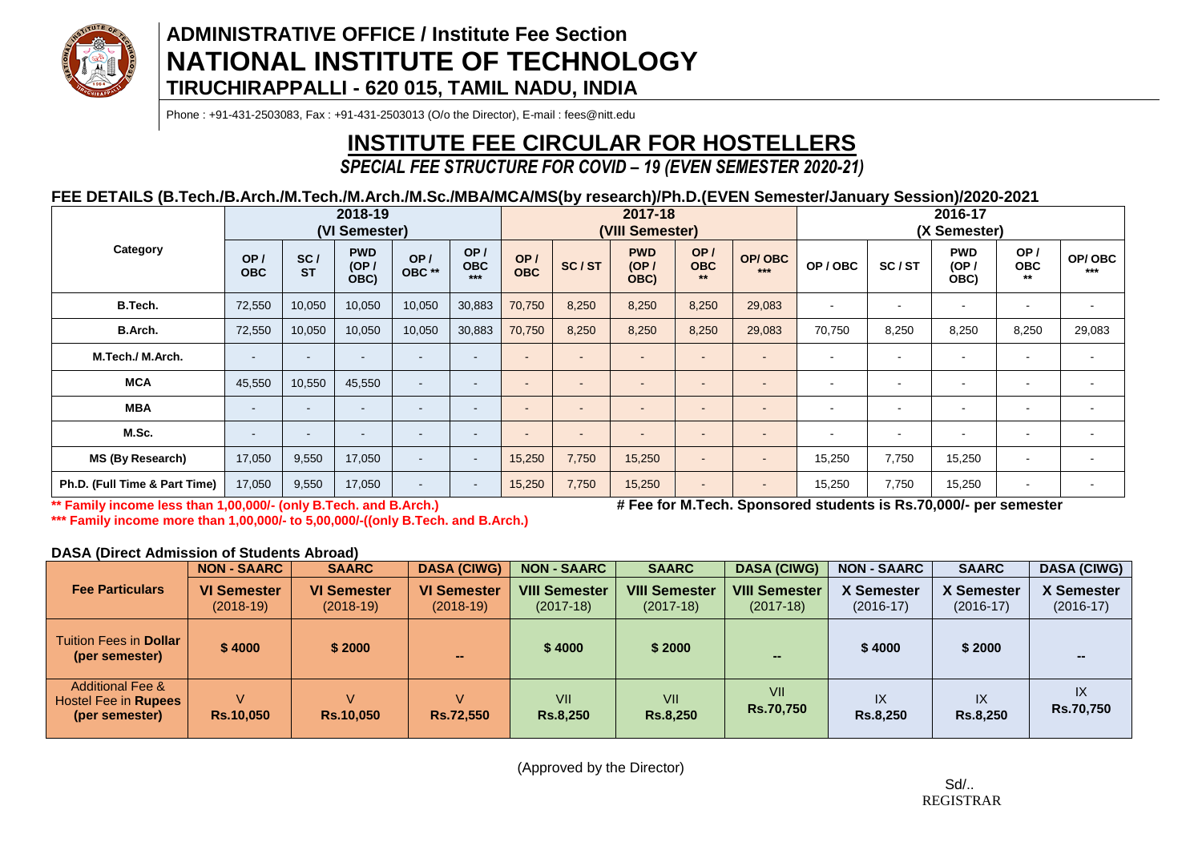# ADMINISTRATIVE OFFICE / Institute Fee Section
# NATIONAL INSTITUTE OF TECHNOLOGY
### TIRUCHIRAPPALLI - 620 015, TAMIL NADU, INDIA

Phone : +91-431-2503083, Fax : +91-431-2503013 (O/o the Director), E-mail : fees@nitt.edu

## INSTITUTE FEE CIRCULAR FOR HOSTELLERS

***SPECIAL FEE STRUCTURE FOR COVID – 19 (EVEN SEMESTER 2020-21)***

**FEE DETAILS (B.Tech./B.Arch./M.Tech./M.Arch./M.Sc./MBA/MCA/MS(by research)/Ph.D.(EVEN Semester/January Session)/2020-2021**

| Category | 2018-19 (VI Semester) | | | | | 2017-18 (VIII Semester) | | | | | 2016-17 (X Semester) | | | | |
|---|---|---|---|---|---|---|---|---|---|---|---|---|---|---|---|
| | OP / OBC | SC / ST | PWD (OP / OBC) | OP / OBC ** | OP / OBC *** | OP / OBC | SC / ST | PWD (OP / OBC) | OP / OBC ** | OP/ OBC *** | OP / OBC | SC / ST | PWD (OP / OBC) | OP / OBC ** | OP/ OBC *** |
| B.Tech. | 72,550 | 10,050 | 10,050 | 10,050 | 30,883 | 70,750 | 8,250 | 8,250 | 8,250 | 29,083 | - | - | - | - | - |
| B.Arch. | 72,550 | 10,050 | 10,050 | 10,050 | 30,883 | 70,750 | 8,250 | 8,250 | 8,250 | 29,083 | 70,750 | 8,250 | 8,250 | 8,250 | 29,083 |
| M.Tech./ M.Arch. | - | - | - | - | - | - | - | - | - | - | - | - | - | - | - |
| MCA | 45,550 | 10,550 | 45,550 | - | - | - | - | - | - | - | - | - | - | - | - |
| MBA | - | - | - | - | - | - | - | - | - | - | - | - | - | - | - |
| M.Sc. | - | - | - | - | - | - | - | - | - | - | - | - | - | - | - |
| MS (By Research) | 17,050 | 9,550 | 17,050 | - | - | 15,250 | 7,750 | 15,250 | - | - | 15,250 | 7,750 | 15,250 | - | - |
| Ph.D. (Full Time & Part Time) | 17,050 | 9,550 | 17,050 | - | - | 15,250 | 7,750 | 15,250 | - | - | 15,250 | 7,750 | 15,250 | - | - |

**\*\* Family income less than 1,00,000/- (only B.Tech. and B.Arch.)**

**\*\*\* Family income more than 1,00,000/- to 5,00,000/-((only B.Tech. and B.Arch.)**

**# Fee for M.Tech. Sponsored students is Rs.70,000/- per semester**

**DASA (Direct Admission of Students Abroad)**

| Fee Particulars | NON - SAARC | SAARC | DASA (CIWG) | NON - SAARC | SAARC | DASA (CIWG) | NON - SAARC | SAARC | DASA (CIWG) |
|---|---|---|---|---|---|---|---|---|---|
| | VI Semester (2018-19) | VI Semester (2018-19) | VI Semester (2018-19) | VIII Semester (2017-18) | VIII Semester (2017-18) | VIII Semester (2017-18) | X Semester (2016-17) | X Semester (2016-17) | X Semester (2016-17) |
| Tuition Fees in **Dollar** (per semester) | $ 4000 | $ 2000 | -- | $ 4000 | $ 2000 | -- | $ 4000 | $ 2000 | -- |
| Additional Fee & Hostel Fee in **Rupees** (per semester) | V **Rs.10,050** | V **Rs.10,050** | V **Rs.72,550** | VII **Rs.8,250** | VII **Rs.8,250** | VII **Rs.70,750** | IX **Rs.8,250** | IX **Rs.8,250** | IX **Rs.70,750** |

(Approved by the Director)

Sd/..
REGISTRAR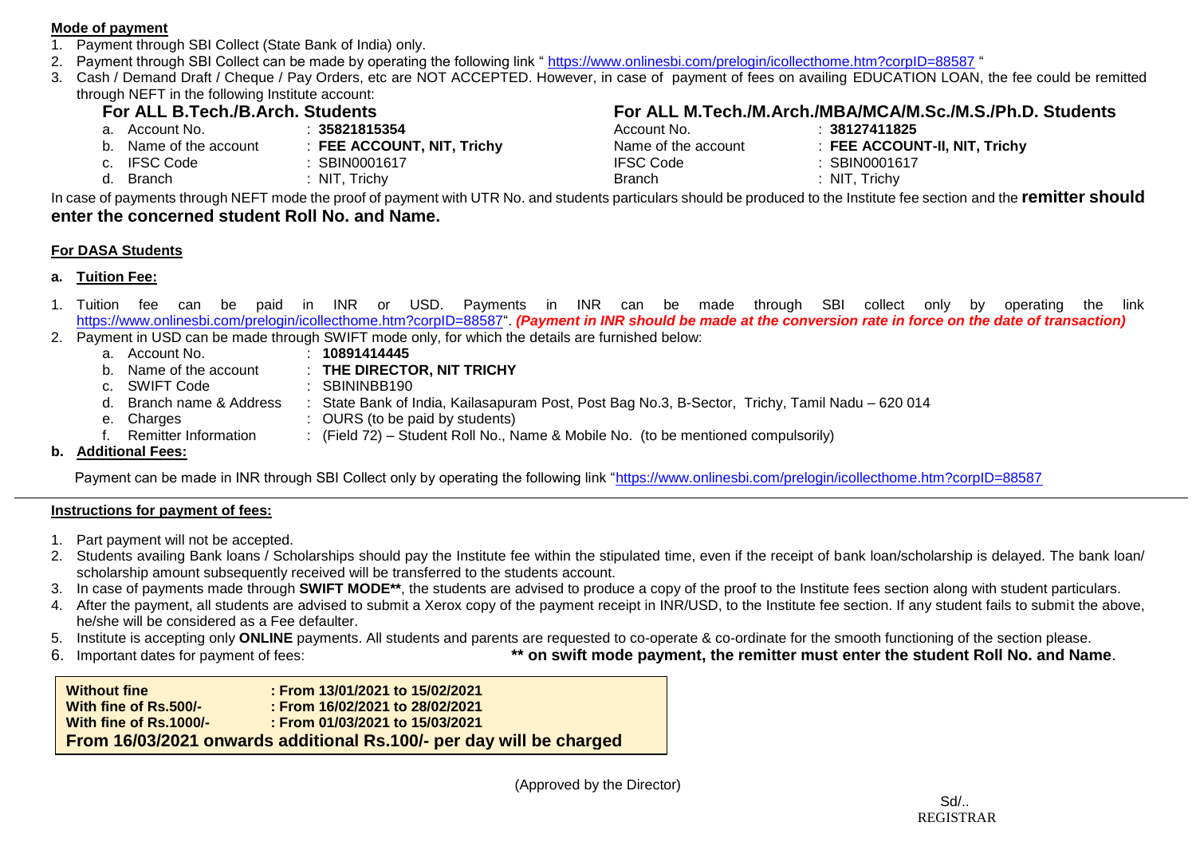**Mode of payment**

1. Payment through SBI Collect (State Bank of India) only.
2. Payment through SBI Collect can be made by operating the following link " https://www.onlinesbi.com/prelogin/icollecthome.htm?corpID=88587 "
3. Cash / Demand Draft / Cheque / Pay Orders, etc are NOT ACCEPTED. However, in case of payment of fees on availing EDUCATION LOAN, the fee could be remitted through NEFT in the following Institute account:

**For ALL B.Tech./B.Arch. Students**

a. Account No. : **35821815354**
b. Name of the account : **FEE ACCOUNT, NIT, Trichy**
c. IFSC Code : SBIN0001617
d. Branch : NIT, Trichy

**For ALL M.Tech./M.Arch./MBA/MCA/M.Sc./M.S./Ph.D. Students**

Account No. : **38127411825**
Name of the account : **FEE ACCOUNT-II, NIT, Trichy**
IFSC Code : SBIN0001617
Branch : NIT, Trichy

In case of payments through NEFT mode the proof of payment with UTR No. and students particulars should be produced to the Institute fee section and the **remitter should enter the concerned student Roll No. and Name.**

**For DASA Students**

**a. Tuition Fee:**

1. Tuition fee can be paid in INR or USD. Payments in INR can be made through SBI collect only by operating the link https://www.onlinesbi.com/prelogin/icollecthome.htm?corpID=88587". ***(Payment in INR should be made at the conversion rate in force on the date of transaction)***
2. Payment in USD can be made through SWIFT mode only, for which the details are furnished below:
   a. Account No. : **10891414445**
   b. Name of the account : **THE DIRECTOR, NIT TRICHY**
   c. SWIFT Code : SBININBB190
   d. Branch name & Address : State Bank of India, Kailasapuram Post, Post Bag No.3, B-Sector, Trichy, Tamil Nadu – 620 014
   e. Charges : OURS (to be paid by students)
   f. Remitter Information : (Field 72) – Student Roll No., Name & Mobile No. (to be mentioned compulsorily)

**b. Additional Fees:**

Payment can be made in INR through SBI Collect only by operating the following link "https://www.onlinesbi.com/prelogin/icollecthome.htm?corpID=88587

**Instructions for payment of fees:**

1. Part payment will not be accepted.
2. Students availing Bank loans / Scholarships should pay the Institute fee within the stipulated time, even if the receipt of bank loan/scholarship is delayed. The bank loan/ scholarship amount subsequently received will be transferred to the students account.
3. In case of payments made through **SWIFT MODE****, the students are advised to produce a copy of the proof to the Institute fees section along with student particulars.
4. After the payment, all students are advised to submit a Xerox copy of the payment receipt in INR/USD, to the Institute fee section. If any student fails to submit the above, he/she will be considered as a Fee defaulter.
5. Institute is accepting only **ONLINE** payments. All students and parents are requested to co-operate & co-ordinate for the smooth functioning of the section please.
6. Important dates for payment of fees:

**** on swift mode payment, the remitter must enter the student Roll No. and Name**.

| **Without fine** | **: From 13/01/2021 to 15/02/2021** |
|---|---|
| **With fine of Rs.500/-** | **: From 16/02/2021 to 28/02/2021** |
| **With fine of Rs.1000/-** | **: From 01/03/2021 to 15/03/2021** |
| **From 16/03/2021 onwards additional Rs.100/- per day will be charged** | |

(Approved by the Director)

Sd/..
REGISTRAR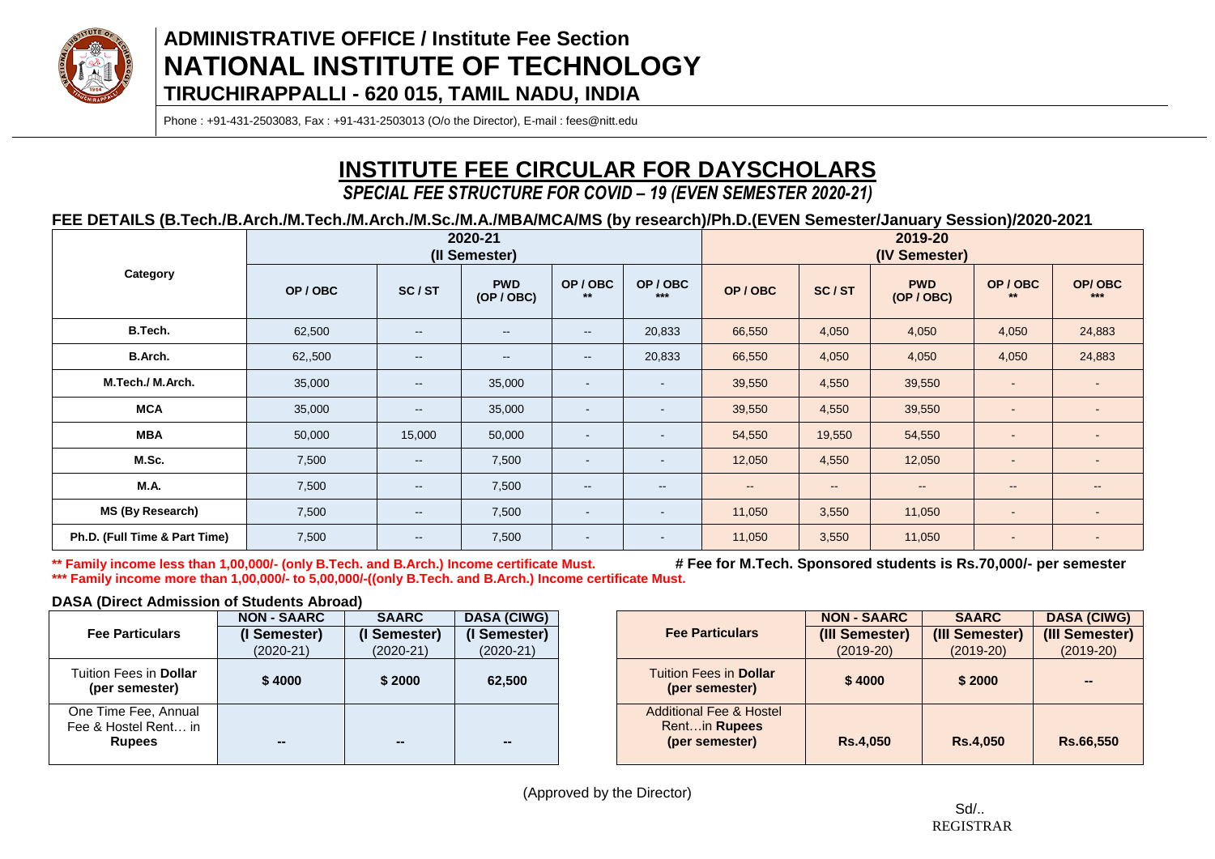# ADMINISTRATIVE OFFICE / Institute Fee Section

# NATIONAL INSTITUTE OF TECHNOLOGY

## TIRUCHIRAPPALLI - 620 015, TAMIL NADU, INDIA

Phone : +91-431-2503083, Fax : +91-431-2503013 (O/o the Director), E-mail : fees@nitt.edu

## INSTITUTE FEE CIRCULAR FOR DAYSCHOLARS

***SPECIAL FEE STRUCTURE FOR COVID – 19 (EVEN SEMESTER 2020-21)***

**FEE DETAILS (B.Tech./B.Arch./M.Tech./M.Arch./M.Sc./M.A./MBA/MCA/MS (by research)/Ph.D.(EVEN Semester/January Session)/2020-2021**

| Category | 2020-21 (II Semester) | | | | | 2019-20 (IV Semester) | | | | |
|---|---|---|---|---|---|---|---|---|---|---|
| | OP / OBC | SC / ST | PWD (OP / OBC) | OP / OBC ** | OP / OBC *** | OP / OBC | SC / ST | PWD (OP / OBC) | OP / OBC ** | OP/ OBC *** |
| **B.Tech.** | 62,500 | -- | -- | -- | 20,833 | 66,550 | 4,050 | 4,050 | 4,050 | 24,883 |
| **B.Arch.** | 62,,500 | -- | -- | -- | 20,833 | 66,550 | 4,050 | 4,050 | 4,050 | 24,883 |
| **M.Tech./ M.Arch.** | 35,000 | -- | 35,000 | - | - | 39,550 | 4,550 | 39,550 | - | - |
| **MCA** | 35,000 | -- | 35,000 | - | - | 39,550 | 4,550 | 39,550 | - | - |
| **MBA** | 50,000 | 15,000 | 50,000 | - | - | 54,550 | 19,550 | 54,550 | - | - |
| **M.Sc.** | 7,500 | -- | 7,500 | - | - | 12,050 | 4,550 | 12,050 | - | - |
| **M.A.** | 7,500 | -- | 7,500 | -- | -- | -- | -- | -- | -- | -- |
| **MS (By Research)** | 7,500 | -- | 7,500 | - | - | 11,050 | 3,550 | 11,050 | - | - |
| **Ph.D. (Full Time & Part Time)** | 7,500 | -- | 7,500 | - | - | 11,050 | 3,550 | 11,050 | - | - |

**\*\* Family income less than 1,00,000/- (only B.Tech. and B.Arch.) Income certificate Must.**

**\*\*\* Family income more than 1,00,000/- to 5,00,000/-((only B.Tech. and B.Arch.) Income certificate Must.**

**# Fee for M.Tech. Sponsored students is Rs.70,000/- per semester**

**DASA (Direct Admission of Students Abroad)**

| Fee Particulars | NON - SAARC (I Semester) (2020-21) | SAARC (I Semester) (2020-21) | DASA (CIWG) (I Semester) (2020-21) |
|---|---|---|---|
| Tuition Fees in **Dollar (per semester)** | **$ 4000** | **$ 2000** | **62,500** |
| One Time Fee, Annual Fee & Hostel Rent… in **Rupees** | -- | -- | -- |

| Fee Particulars | NON - SAARC (III Semester) (2019-20) | SAARC (III Semester) (2019-20) | DASA (CIWG) (III Semester) (2019-20) |
|---|---|---|---|
| Tuition Fees in **Dollar (per semester)** | **$ 4000** | **$ 2000** | -- |
| Additional Fee & Hostel Rent…in **Rupees (per semester)** | **Rs.4,050** | **Rs.4,050** | **Rs.66,550** |

(Approved by the Director)

Sd/..
REGISTRAR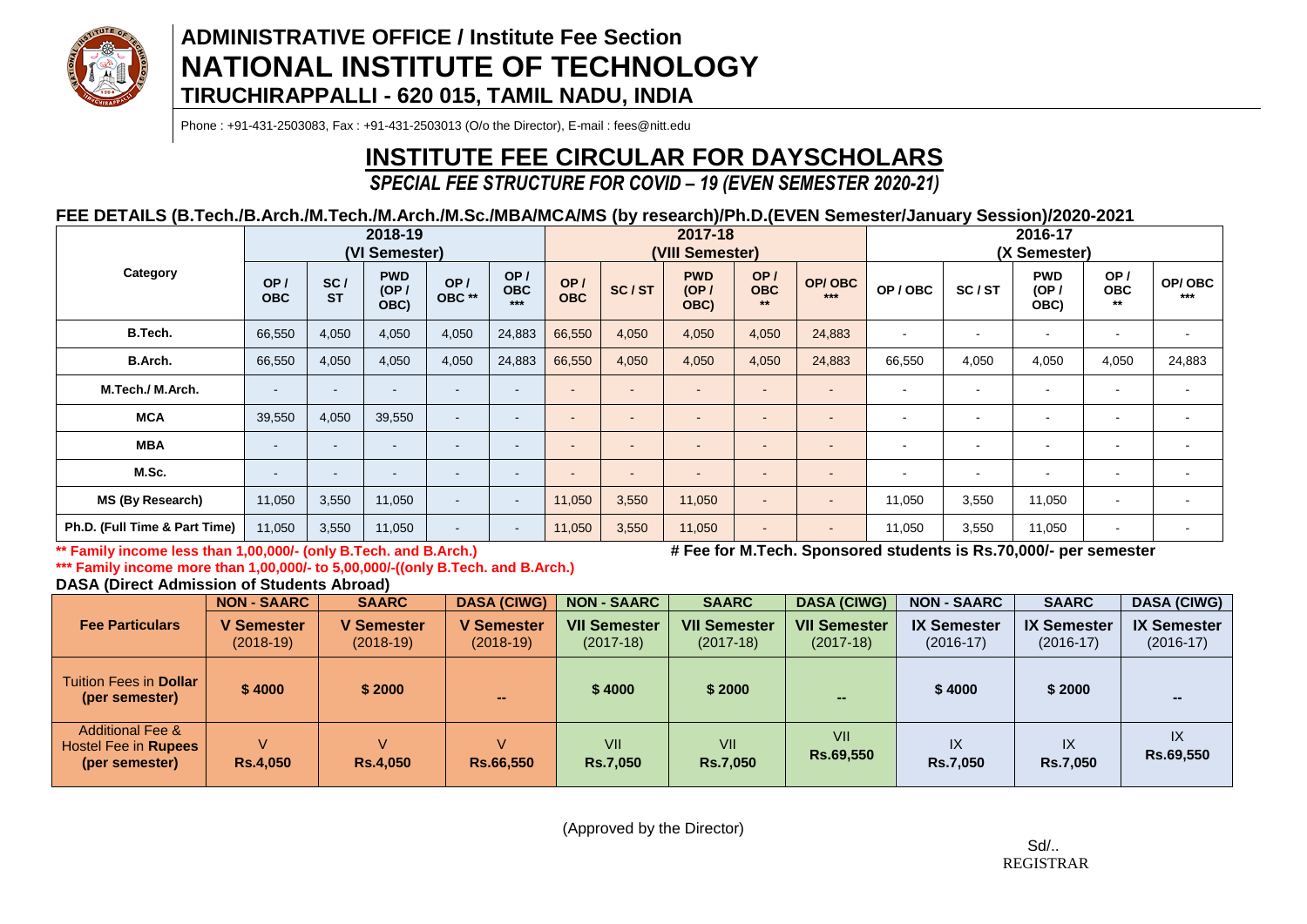# ADMINISTRATIVE OFFICE / Institute Fee Section
# NATIONAL INSTITUTE OF TECHNOLOGY
## TIRUCHIRAPPALLI - 620 015, TAMIL NADU, INDIA

Phone : +91-431-2503083, Fax : +91-431-2503013 (O/o the Director), E-mail : fees@nitt.edu

# INSTITUTE FEE CIRCULAR FOR DAYSCHOLARS

***SPECIAL FEE STRUCTURE FOR COVID – 19 (EVEN SEMESTER 2020-21)***

**FEE DETAILS (B.Tech./B.Arch./M.Tech./M.Arch./M.Sc./MBA/MCA/MS (by research)/Ph.D.(EVEN Semester/January Session)/2020-2021**

| Category | 2018-19 (VI Semester) | | | | | 2017-18 (VIII Semester) | | | | | 2016-17 (X Semester) | | | | |
|---|---|---|---|---|---|---|---|---|---|---|---|---|---|---|---|
| | OP / OBC | SC / ST | PWD (OP / OBC) | OP / OBC ** | OP / OBC *** | OP / OBC | SC / ST | PWD (OP / OBC) | OP / OBC ** | OP/ OBC *** | OP / OBC | SC / ST | PWD (OP / OBC) | OP / OBC ** | OP/ OBC *** |
| B.Tech. | 66,550 | 4,050 | 4,050 | 4,050 | 24,883 | 66,550 | 4,050 | 4,050 | 4,050 | 24,883 | - | - | - | - | - |
| B.Arch. | 66,550 | 4,050 | 4,050 | 4,050 | 24,883 | 66,550 | 4,050 | 4,050 | 4,050 | 24,883 | 66,550 | 4,050 | 4,050 | 4,050 | 24,883 |
| M.Tech./ M.Arch. | - | - | - | - | - | - | - | - | - | - | - | - | - | - | - |
| MCA | 39,550 | 4,050 | 39,550 | - | - | - | - | - | - | - | - | - | - | - | - |
| MBA | - | - | - | - | - | - | - | - | - | - | - | - | - | - | - |
| M.Sc. | - | - | - | - | - | - | - | - | - | - | - | - | - | - | - |
| MS (By Research) | 11,050 | 3,550 | 11,050 | - | - | 11,050 | 3,550 | 11,050 | - | - | 11,050 | 3,550 | 11,050 | - | - |
| Ph.D. (Full Time & Part Time) | 11,050 | 3,550 | 11,050 | - | - | 11,050 | 3,550 | 11,050 | - | - | 11,050 | 3,550 | 11,050 | - | - |

**** Family income less than 1,00,000/- (only B.Tech. and B.Arch.)**

**# Fee for M.Tech. Sponsored students is Rs.70,000/- per semester**

***** Family income more than 1,00,000/- to 5,00,000/-((only B.Tech. and B.Arch.)**

**DASA (Direct Admission of Students Abroad)**

| Fee Particulars | NON - SAARC | SAARC | DASA (CIWG) | NON - SAARC | SAARC | DASA (CIWG) | NON - SAARC | SAARC | DASA (CIWG) |
|---|---|---|---|---|---|---|---|---|---|
| | **V Semester** (2018-19) | **V Semester** (2018-19) | **V Semester** (2018-19) | **VII Semester** (2017-18) | **VII Semester** (2017-18) | **VII Semester** (2017-18) | **IX Semester** (2016-17) | **IX Semester** (2016-17) | **IX Semester** (2016-17) |
| Tuition Fees in **Dollar** **(per semester)** | **$ 4000** | **$ 2000** | **--** | **$ 4000** | **$ 2000** | **--** | **$ 4000** | **$ 2000** | **--** |
| Additional Fee & Hostel Fee in **Rupees** **(per semester)** | V **Rs.4,050** | V **Rs.4,050** | V **Rs.66,550** | VII **Rs.7,050** | VII **Rs.7,050** | VII **Rs.69,550** | IX **Rs.7,050** | IX **Rs.7,050** | IX **Rs.69,550** |

(Approved by the Director)

Sd/..
REGISTRAR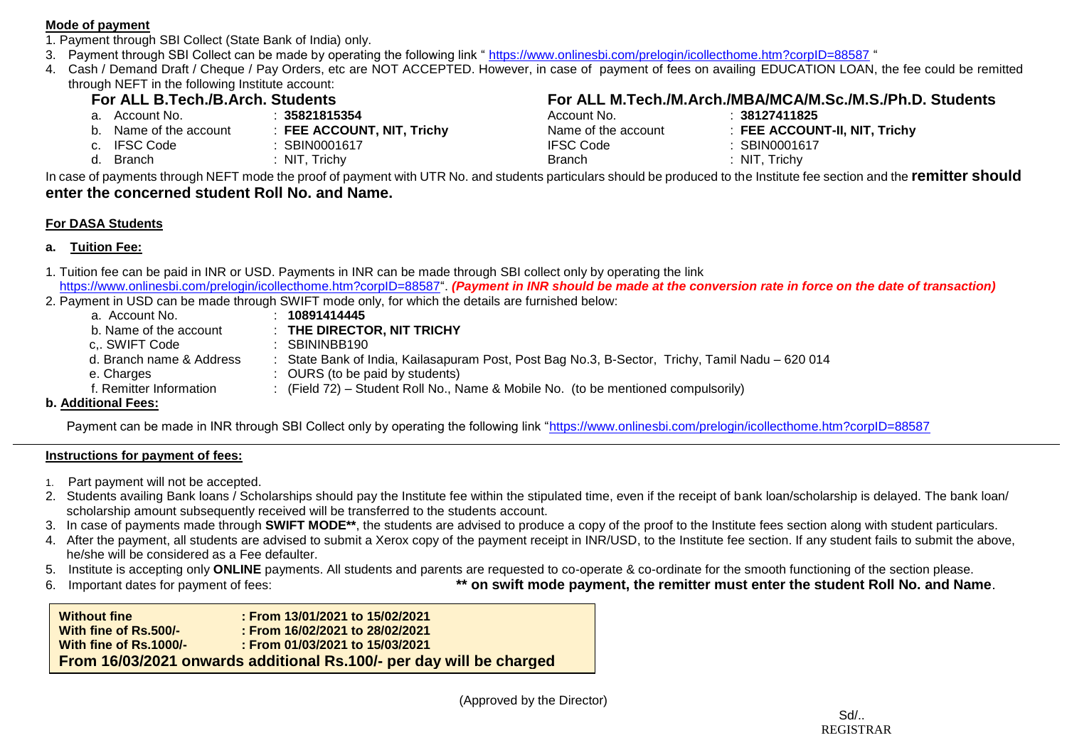**Mode of payment**

1. Payment through SBI Collect (State Bank of India) only.
3. Payment through SBI Collect can be made by operating the following link " https://www.onlinesbi.com/prelogin/icollecthome.htm?corpID=88587 "
4. Cash / Demand Draft / Cheque / Pay Orders, etc are NOT ACCEPTED. However, in case of payment of fees on availing EDUCATION LOAN, the fee could be remitted through NEFT in the following Institute account:

### For ALL B.Tech./B.Arch. Students

- a. Account No. : **35821815354**
- b. Name of the account : **FEE ACCOUNT, NIT, Trichy**
- c. IFSC Code : SBIN0001617
- d. Branch : NIT, Trichy

### For ALL M.Tech./M.Arch./MBA/MCA/M.Sc./M.S./Ph.D. Students

- Account No. : **38127411825**
- Name of the account : **FEE ACCOUNT-II, NIT, Trichy**
- IFSC Code : SBIN0001617
- Branch : NIT, Trichy

In case of payments through NEFT mode the proof of payment with UTR No. and students particulars should be produced to the Institute fee section and the **remitter should enter the concerned student Roll No. and Name.**

**For DASA Students**

**a. Tuition Fee:**

1. Tuition fee can be paid in INR or USD. Payments in INR can be made through SBI collect only by operating the link https://www.onlinesbi.com/prelogin/icollecthome.htm?corpID=88587". ***(Payment in INR should be made at the conversion rate in force on the date of transaction)***
2. Payment in USD can be made through SWIFT mode only, for which the details are furnished below:
   - a. Account No. : **10891414445**
   - b. Name of the account : **THE DIRECTOR, NIT TRICHY**
   - c,. SWIFT Code : SBININBB190
   - d. Branch name & Address : State Bank of India, Kailasapuram Post, Post Bag No.3, B-Sector, Trichy, Tamil Nadu – 620 014
   - e. Charges : OURS (to be paid by students)
   - f. Remitter Information : (Field 72) – Student Roll No., Name & Mobile No. (to be mentioned compulsorily)

**b. Additional Fees:**

Payment can be made in INR through SBI Collect only by operating the following link "https://www.onlinesbi.com/prelogin/icollecthome.htm?corpID=88587

---

**Instructions for payment of fees:**

1. Part payment will not be accepted.
2. Students availing Bank loans / Scholarships should pay the Institute fee within the stipulated time, even if the receipt of bank loan/scholarship is delayed. The bank loan/ scholarship amount subsequently received will be transferred to the students account.
3. In case of payments made through **SWIFT MODE****, the students are advised to produce a copy of the proof to the Institute fees section along with student particulars.
4. After the payment, all students are advised to submit a Xerox copy of the payment receipt in INR/USD, to the Institute fee section. If any student fails to submit the above, he/she will be considered as a Fee defaulter.
5. Institute is accepting only **ONLINE** payments. All students and parents are requested to co-operate & co-ordinate for the smooth functioning of the section please.
6. Important dates for payment of fees:

**** on swift mode payment, the remitter must enter the student Roll No. and Name**.

| | |
|---|---|
| **Without fine** | **: From 13/01/2021 to 15/02/2021** |
| **With fine of Rs.500/-** | **: From 16/02/2021 to 28/02/2021** |
| **With fine of Rs.1000/-** | **: From 01/03/2021 to 15/03/2021** |
| **From 16/03/2021 onwards additional Rs.100/- per day will be charged** | |

(Approved by the Director)

Sd/..
REGISTRAR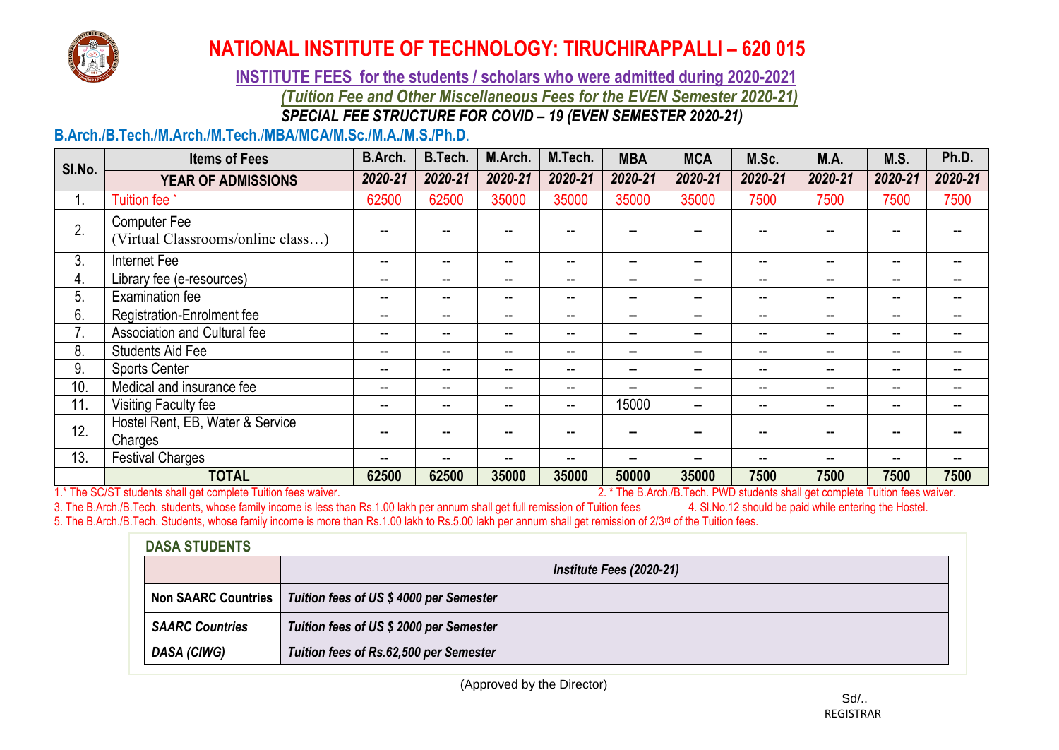# NATIONAL INSTITUTE OF TECHNOLOGY: TIRUCHIRAPPALLI – 620 015

## INSTITUTE FEES for the students / scholars who were admitted during 2020-2021

*(Tuition Fee and Other Miscellaneous Fees for the EVEN Semester 2020-21)*

***SPECIAL FEE STRUCTURE FOR COVID – 19 (EVEN SEMESTER 2020-21)***

### B.Arch./B.Tech./M.Arch./M.Tech./MBA/MCA/M.Sc./M.A./M.S./Ph.D.

| Sl.No. | Items of Fees | B.Arch. | B.Tech. | M.Arch. | M.Tech. | MBA | MCA | M.Sc. | M.A. | M.S. | Ph.D. |
|---|---|---|---|---|---|---|---|---|---|---|---|
| | **YEAR OF ADMISSIONS** | *2020-21* | *2020-21* | *2020-21* | *2020-21* | *2020-21* | *2020-21* | *2020-21* | *2020-21* | *2020-21* | *2020-21* |
| 1. | Tuition fee * | 62500 | 62500 | 35000 | 35000 | 35000 | 35000 | 7500 | 7500 | 7500 | 7500 |
| 2. | Computer Fee (Virtual Classrooms/online class…) | -- | -- | -- | -- | -- | -- | -- | -- | -- | -- |
| 3. | Internet Fee | -- | -- | -- | -- | -- | -- | -- | -- | -- | -- |
| 4. | Library fee (e-resources) | -- | -- | -- | -- | -- | -- | -- | -- | -- | -- |
| 5. | Examination fee | -- | -- | -- | -- | -- | -- | -- | -- | -- | -- |
| 6. | Registration-Enrolment fee | -- | -- | -- | -- | -- | -- | -- | -- | -- | -- |
| 7. | Association and Cultural fee | -- | -- | -- | -- | -- | -- | -- | -- | -- | -- |
| 8. | Students Aid Fee | -- | -- | -- | -- | -- | -- | -- | -- | -- | -- |
| 9. | Sports Center | -- | -- | -- | -- | -- | -- | -- | -- | -- | -- |
| 10. | Medical and insurance fee | -- | -- | -- | -- | -- | -- | -- | -- | -- | -- |
| 11. | Visiting Faculty fee | -- | -- | -- | -- | 15000 | -- | -- | -- | -- | -- |
| 12. | Hostel Rent, EB, Water & Service Charges | -- | -- | -- | -- | -- | -- | -- | -- | -- | -- |
| 13. | Festival Charges | -- | -- | -- | -- | -- | -- | -- | -- | -- | -- |
| | **TOTAL** | **62500** | **62500** | **35000** | **35000** | **50000** | **35000** | **7500** | **7500** | **7500** | **7500** |

1.* The SC/ST students shall get complete Tuition fees waiver.

2. * The B.Arch./B.Tech. PWD students shall get complete Tuition fees waiver.

3. The B.Arch./B.Tech. students, whose family income is less than Rs.1.00 lakh per annum shall get full remission of Tuition fees

4. Sl.No.12 should be paid while entering the Hostel.

5. The B.Arch./B.Tech. Students, whose family income is more than Rs.1.00 lakh to Rs.5.00 lakh per annum shall get remission of 2/3rd of the Tuition fees.

### DASA STUDENTS

| | *Institute Fees (2020-21)* |
|---|---|
| **Non SAARC Countries** | ***Tuition fees of US $ 4000 per Semester*** |
| ***SAARC Countries*** | ***Tuition fees of US $ 2000 per Semester*** |
| ***DASA (CIWG)*** | ***Tuition fees of Rs.62,500 per Semester*** |

(Approved by the Director)

Sd/..
REGISTRAR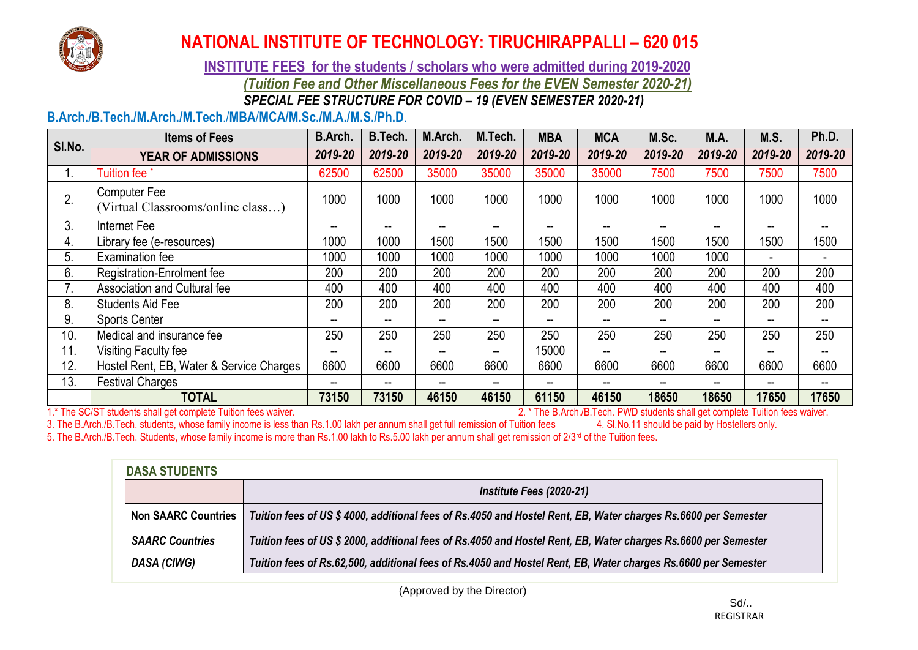# NATIONAL INSTITUTE OF TECHNOLOGY: TIRUCHIRAPPALLI – 620 015

## INSTITUTE FEES for the students / scholars who were admitted during 2019-2020

*(Tuition Fee and Other Miscellaneous Fees for the EVEN Semester 2020-21)*

***SPECIAL FEE STRUCTURE FOR COVID – 19 (EVEN SEMESTER 2020-21)***

### B.Arch./B.Tech./M.Arch./M.Tech./MBA/MCA/M.Sc./M.A./M.S./Ph.D.

| Sl.No. | Items of Fees | B.Arch. | B.Tech. | M.Arch. | M.Tech. | MBA | MCA | M.Sc. | M.A. | M.S. | Ph.D. |
|---|---|---|---|---|---|---|---|---|---|---|---|
| | **YEAR OF ADMISSIONS** | *2019-20* | *2019-20* | *2019-20* | *2019-20* | *2019-20* | *2019-20* | *2019-20* | *2019-20* | *2019-20* | *2019-20* |
| 1. | Tuition fee * | 62500 | 62500 | 35000 | 35000 | 35000 | 35000 | 7500 | 7500 | 7500 | 7500 |
| 2. | Computer Fee (Virtual Classrooms/online class…) | 1000 | 1000 | 1000 | 1000 | 1000 | 1000 | 1000 | 1000 | 1000 | 1000 |
| 3. | Internet Fee | -- | -- | -- | -- | -- | -- | -- | -- | -- | -- |
| 4. | Library fee (e-resources) | 1000 | 1000 | 1500 | 1500 | 1500 | 1500 | 1500 | 1500 | 1500 | 1500 |
| 5. | Examination fee | 1000 | 1000 | 1000 | 1000 | 1000 | 1000 | 1000 | 1000 | - | - |
| 6. | Registration-Enrolment fee | 200 | 200 | 200 | 200 | 200 | 200 | 200 | 200 | 200 | 200 |
| 7. | Association and Cultural fee | 400 | 400 | 400 | 400 | 400 | 400 | 400 | 400 | 400 | 400 |
| 8. | Students Aid Fee | 200 | 200 | 200 | 200 | 200 | 200 | 200 | 200 | 200 | 200 |
| 9. | Sports Center | -- | -- | -- | -- | -- | -- | -- | -- | -- | -- |
| 10. | Medical and insurance fee | 250 | 250 | 250 | 250 | 250 | 250 | 250 | 250 | 250 | 250 |
| 11. | Visiting Faculty fee | -- | -- | -- | -- | 15000 | -- | -- | -- | -- | -- |
| 12. | Hostel Rent, EB, Water & Service Charges | 6600 | 6600 | 6600 | 6600 | 6600 | 6600 | 6600 | 6600 | 6600 | 6600 |
| 13. | Festival Charges | -- | -- | -- | -- | -- | -- | -- | -- | -- | -- |
| | **TOTAL** | **73150** | **73150** | **46150** | **46150** | **61150** | **46150** | **18650** | **18650** | **17650** | **17650** |

1.* The SC/ST students shall get complete Tuition fees waiver.

2. * The B.Arch./B.Tech. PWD students shall get complete Tuition fees waiver.

3. The B.Arch./B.Tech. students, whose family income is less than Rs.1.00 lakh per annum shall get full remission of Tuition fees

4. Sl.No.11 should be paid by Hostellers only.

5. The B.Arch./B.Tech. Students, whose family income is more than Rs.1.00 lakh to Rs.5.00 lakh per annum shall get remission of 2/3rd of the Tuition fees.

### DASA STUDENTS

| | *Institute Fees (2020-21)* |
|---|---|
| **Non SAARC Countries** | ***Tuition fees of US $ 4000, additional fees of Rs.4050 and Hostel Rent, EB, Water charges Rs.6600 per Semester*** |
| ***SAARC Countries*** | ***Tuition fees of US $ 2000, additional fees of Rs.4050 and Hostel Rent, EB, Water charges Rs.6600 per Semester*** |
| ***DASA (CIWG)*** | ***Tuition fees of Rs.62,500, additional fees of Rs.4050 and Hostel Rent, EB, Water charges Rs.6600 per Semester*** |

(Approved by the Director)

Sd/..
REGISTRAR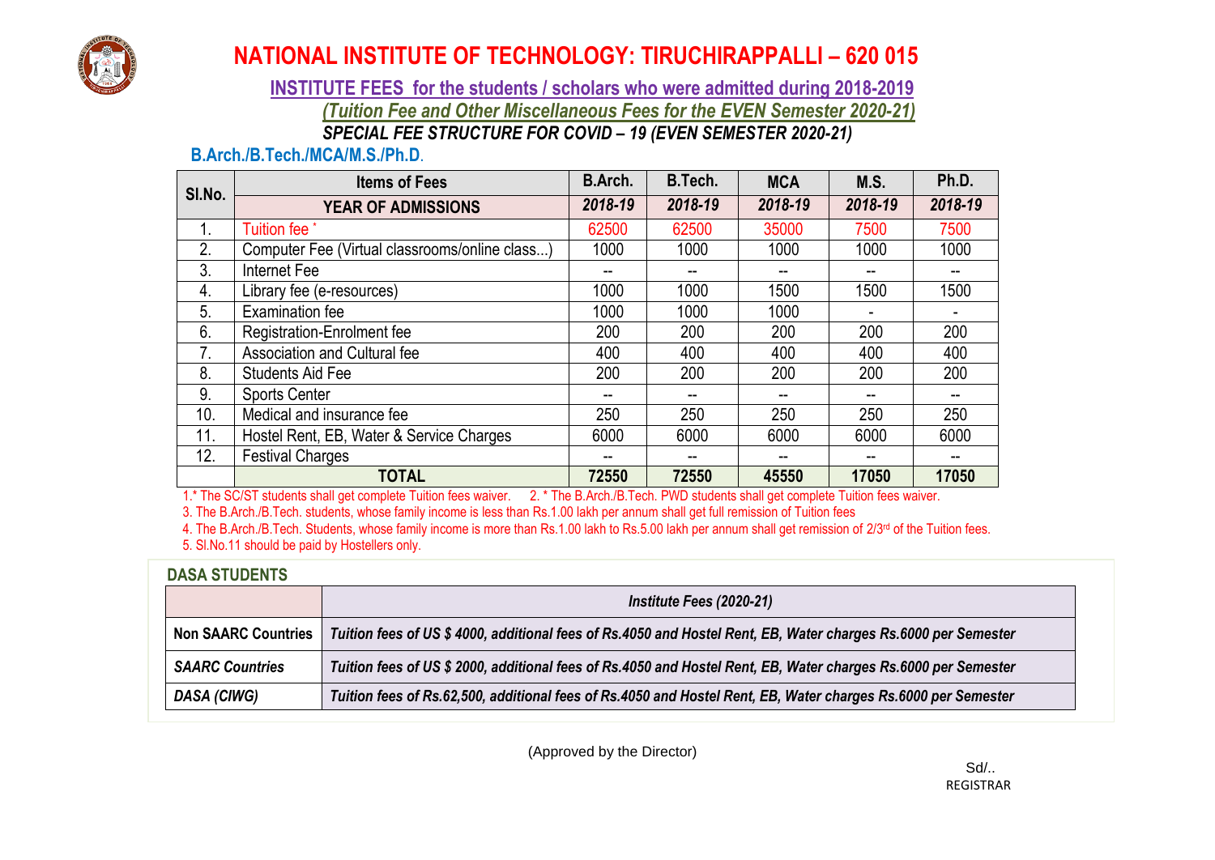# NATIONAL INSTITUTE OF TECHNOLOGY: TIRUCHIRAPPALLI – 620 015

## INSTITUTE FEES for the students / scholars who were admitted during 2018-2019

***(Tuition Fee and Other Miscellaneous Fees for the EVEN Semester 2020-21)***

***SPECIAL FEE STRUCTURE FOR COVID – 19 (EVEN SEMESTER 2020-21)***

### B.Arch./B.Tech./MCA/M.S./Ph.D.

| Sl.No. | Items of Fees | B.Arch. | B.Tech. | MCA | M.S. | Ph.D. |
|---|---|---|---|---|---|---|
| | **YEAR OF ADMISSIONS** | ***2018-19*** | ***2018-19*** | ***2018-19*** | ***2018-19*** | ***2018-19*** |
| 1. | Tuition fee * | 62500 | 62500 | 35000 | 7500 | 7500 |
| 2. | Computer Fee (Virtual classrooms/online class...) | 1000 | 1000 | 1000 | 1000 | 1000 |
| 3. | Internet Fee | -- | -- | -- | -- | -- |
| 4. | Library fee (e-resources) | 1000 | 1000 | 1500 | 1500 | 1500 |
| 5. | Examination fee | 1000 | 1000 | 1000 | - | - |
| 6. | Registration-Enrolment fee | 200 | 200 | 200 | 200 | 200 |
| 7. | Association and Cultural fee | 400 | 400 | 400 | 400 | 400 |
| 8. | Students Aid Fee | 200 | 200 | 200 | 200 | 200 |
| 9. | Sports Center | -- | -- | -- | -- | -- |
| 10. | Medical and insurance fee | 250 | 250 | 250 | 250 | 250 |
| 11. | Hostel Rent, EB, Water & Service Charges | 6000 | 6000 | 6000 | 6000 | 6000 |
| 12. | Festival Charges | -- | -- | -- | -- | -- |
| | **TOTAL** | **72550** | **72550** | **45550** | **17050** | **17050** |

1.* The SC/ST students shall get complete Tuition fees waiver. 2. * The B.Arch./B.Tech. PWD students shall get complete Tuition fees waiver.

3. The B.Arch./B.Tech. students, whose family income is less than Rs.1.00 lakh per annum shall get full remission of Tuition fees

4. The B.Arch./B.Tech. Students, whose family income is more than Rs.1.00 lakh to Rs.5.00 lakh per annum shall get remission of 2/3rd of the Tuition fees.

5. Sl.No.11 should be paid by Hostellers only.

### DASA STUDENTS

| | *Institute Fees (2020-21)* |
|---|---|
| **Non SAARC Countries** | ***Tuition fees of US $ 4000, additional fees of Rs.4050 and Hostel Rent, EB, Water charges Rs.6000 per Semester*** |
| ***SAARC Countries*** | ***Tuition fees of US $ 2000, additional fees of Rs.4050 and Hostel Rent, EB, Water charges Rs.6000 per Semester*** |
| ***DASA (CIWG)*** | ***Tuition fees of Rs.62,500, additional fees of Rs.4050 and Hostel Rent, EB, Water charges Rs.6000 per Semester*** |

(Approved by the Director)

Sd/..
REGISTRAR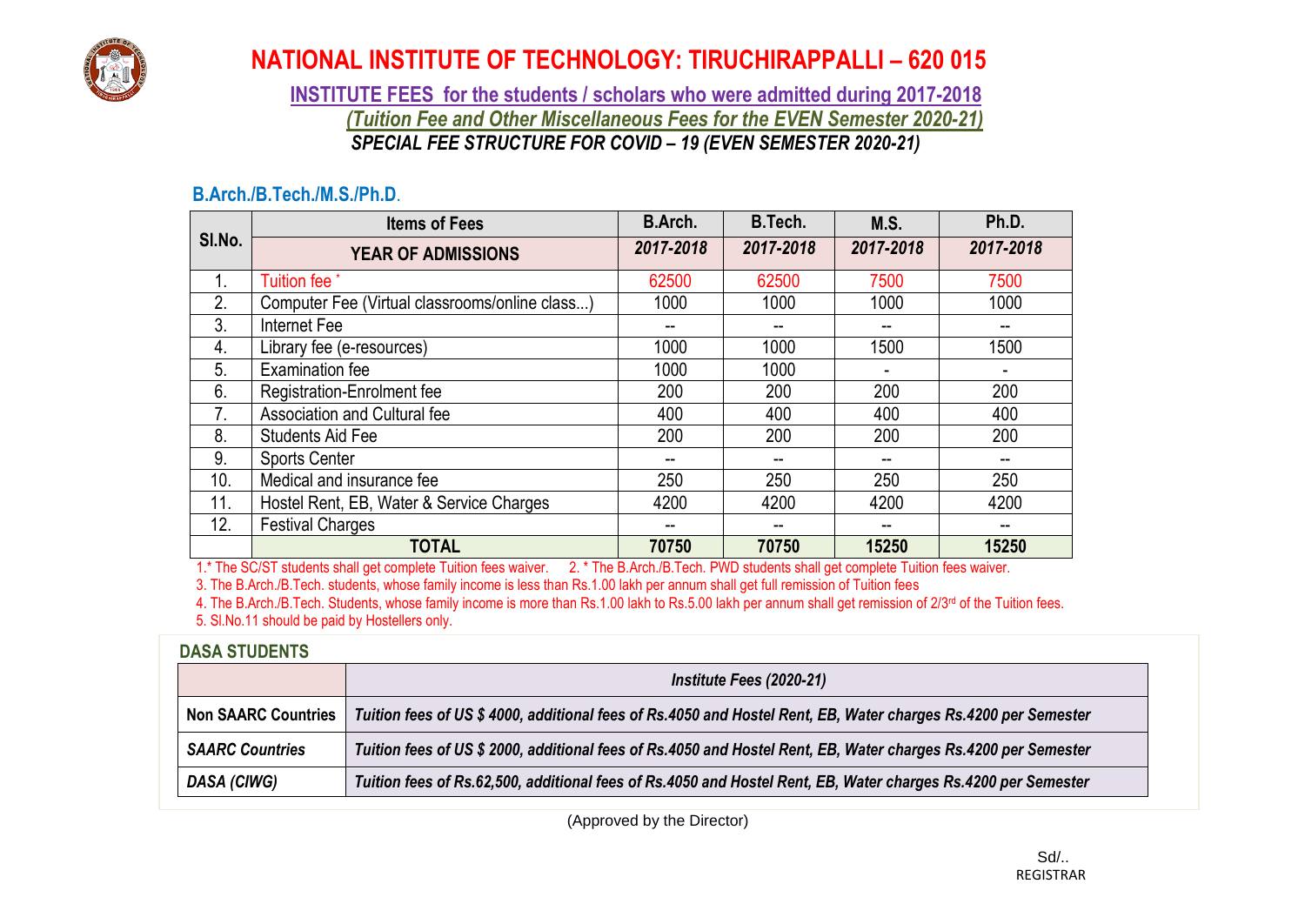# NATIONAL INSTITUTE OF TECHNOLOGY: TIRUCHIRAPPALLI – 620 015

**INSTITUTE FEES for the students / scholars who were admitted during 2017-2018**

***(Tuition Fee and Other Miscellaneous Fees for the EVEN Semester 2020-21)***

***SPECIAL FEE STRUCTURE FOR COVID – 19 (EVEN SEMESTER 2020-21)***

## B.Arch./B.Tech./M.S./Ph.D.

| Sl.No. | Items of Fees | B.Arch. | B.Tech. | M.S. | Ph.D. |
|---|---|---|---|---|---|
| | **YEAR OF ADMISSIONS** | *2017-2018* | *2017-2018* | *2017-2018* | *2017-2018* |
| 1. | Tuition fee * | 62500 | 62500 | 7500 | 7500 |
| 2. | Computer Fee (Virtual classrooms/online class...) | 1000 | 1000 | 1000 | 1000 |
| 3. | Internet Fee | -- | -- | -- | -- |
| 4. | Library fee (e-resources) | 1000 | 1000 | 1500 | 1500 |
| 5. | Examination fee | 1000 | 1000 | - | - |
| 6. | Registration-Enrolment fee | 200 | 200 | 200 | 200 |
| 7. | Association and Cultural fee | 400 | 400 | 400 | 400 |
| 8. | Students Aid Fee | 200 | 200 | 200 | 200 |
| 9. | Sports Center | -- | -- | -- | -- |
| 10. | Medical and insurance fee | 250 | 250 | 250 | 250 |
| 11. | Hostel Rent, EB, Water & Service Charges | 4200 | 4200 | 4200 | 4200 |
| 12. | Festival Charges | -- | -- | -- | -- |
| | **TOTAL** | **70750** | **70750** | **15250** | **15250** |

1.* The SC/ST students shall get complete Tuition fees waiver. 2. * The B.Arch./B.Tech. PWD students shall get complete Tuition fees waiver.

3. The B.Arch./B.Tech. students, whose family income is less than Rs.1.00 lakh per annum shall get full remission of Tuition fees

4. The B.Arch./B.Tech. Students, whose family income is more than Rs.1.00 lakh to Rs.5.00 lakh per annum shall get remission of 2/3rd of the Tuition fees.

5. Sl.No.11 should be paid by Hostellers only.

## DASA STUDENTS

| | *Institute Fees (2020-21)* |
|---|---|
| **Non SAARC Countries** | ***Tuition fees of US $ 4000, additional fees of Rs.4050 and Hostel Rent, EB, Water charges Rs.4200 per Semester*** |
| ***SAARC Countries*** | ***Tuition fees of US $ 2000, additional fees of Rs.4050 and Hostel Rent, EB, Water charges Rs.4200 per Semester*** |
| ***DASA (CIWG)*** | ***Tuition fees of Rs.62,500, additional fees of Rs.4050 and Hostel Rent, EB, Water charges Rs.4200 per Semester*** |

(Approved by the Director)

Sd/..
REGISTRAR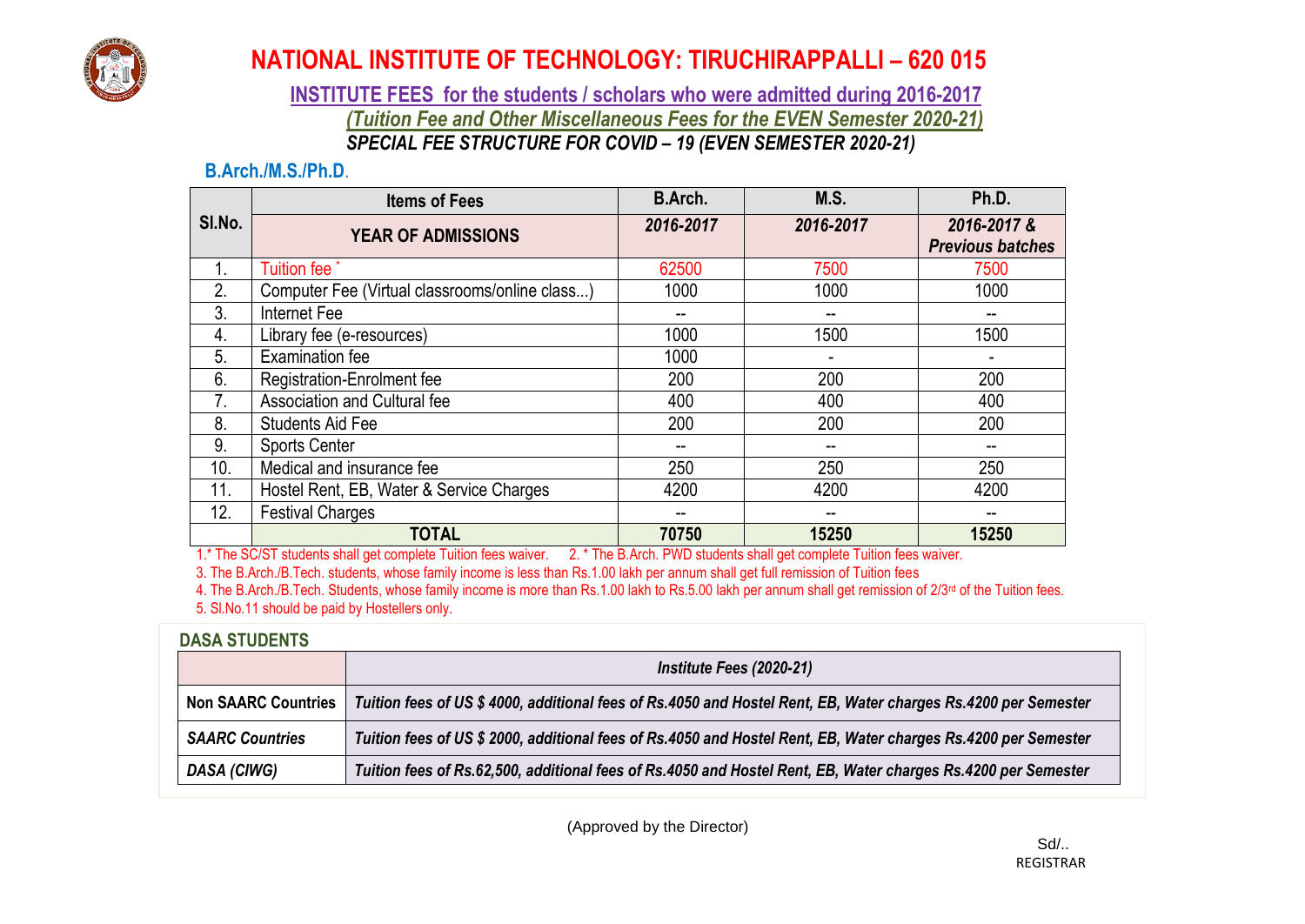# NATIONAL INSTITUTE OF TECHNOLOGY: TIRUCHIRAPPALLI – 620 015

## INSTITUTE FEES for the students / scholars who were admitted during 2016-2017

### *(Tuition Fee and Other Miscellaneous Fees for the EVEN Semester 2020-21)*

### *SPECIAL FEE STRUCTURE FOR COVID – 19 (EVEN SEMESTER 2020-21)*

**B.Arch./M.S./Ph.D.**

| Sl.No. | Items of Fees | B.Arch. | M.S. | Ph.D. |
|---|---|---|---|---|
| | **YEAR OF ADMISSIONS** | *2016-2017* | *2016-2017* | *2016-2017 & Previous batches* |
| 1. | Tuition fee * | 62500 | 7500 | 7500 |
| 2. | Computer Fee (Virtual classrooms/online class...) | 1000 | 1000 | 1000 |
| 3. | Internet Fee | -- | -- | -- |
| 4. | Library fee (e-resources) | 1000 | 1500 | 1500 |
| 5. | Examination fee | 1000 | - | - |
| 6. | Registration-Enrolment fee | 200 | 200 | 200 |
| 7. | Association and Cultural fee | 400 | 400 | 400 |
| 8. | Students Aid Fee | 200 | 200 | 200 |
| 9. | Sports Center | -- | -- | -- |
| 10. | Medical and insurance fee | 250 | 250 | 250 |
| 11. | Hostel Rent, EB, Water & Service Charges | 4200 | 4200 | 4200 |
| 12. | Festival Charges | -- | -- | -- |
| | **TOTAL** | **70750** | **15250** | **15250** |

1.* The SC/ST students shall get complete Tuition fees waiver. 2. * The B.Arch. PWD students shall get complete Tuition fees waiver.

3. The B.Arch./B.Tech. students, whose family income is less than Rs.1.00 lakh per annum shall get full remission of Tuition fees

4. The B.Arch./B.Tech. Students, whose family income is more than Rs.1.00 lakh to Rs.5.00 lakh per annum shall get remission of 2/3rd of the Tuition fees.

5. Sl.No.11 should be paid by Hostellers only.

**DASA STUDENTS**

| | *Institute Fees (2020-21)* |
|---|---|
| **Non SAARC Countries** | ***Tuition fees of US $ 4000, additional fees of Rs.4050 and Hostel Rent, EB, Water charges Rs.4200 per Semester*** |
| ***SAARC Countries*** | ***Tuition fees of US $ 2000, additional fees of Rs.4050 and Hostel Rent, EB, Water charges Rs.4200 per Semester*** |
| ***DASA (CIWG)*** | ***Tuition fees of Rs.62,500, additional fees of Rs.4050 and Hostel Rent, EB, Water charges Rs.4200 per Semester*** |

(Approved by the Director)

Sd/..
REGISTRAR